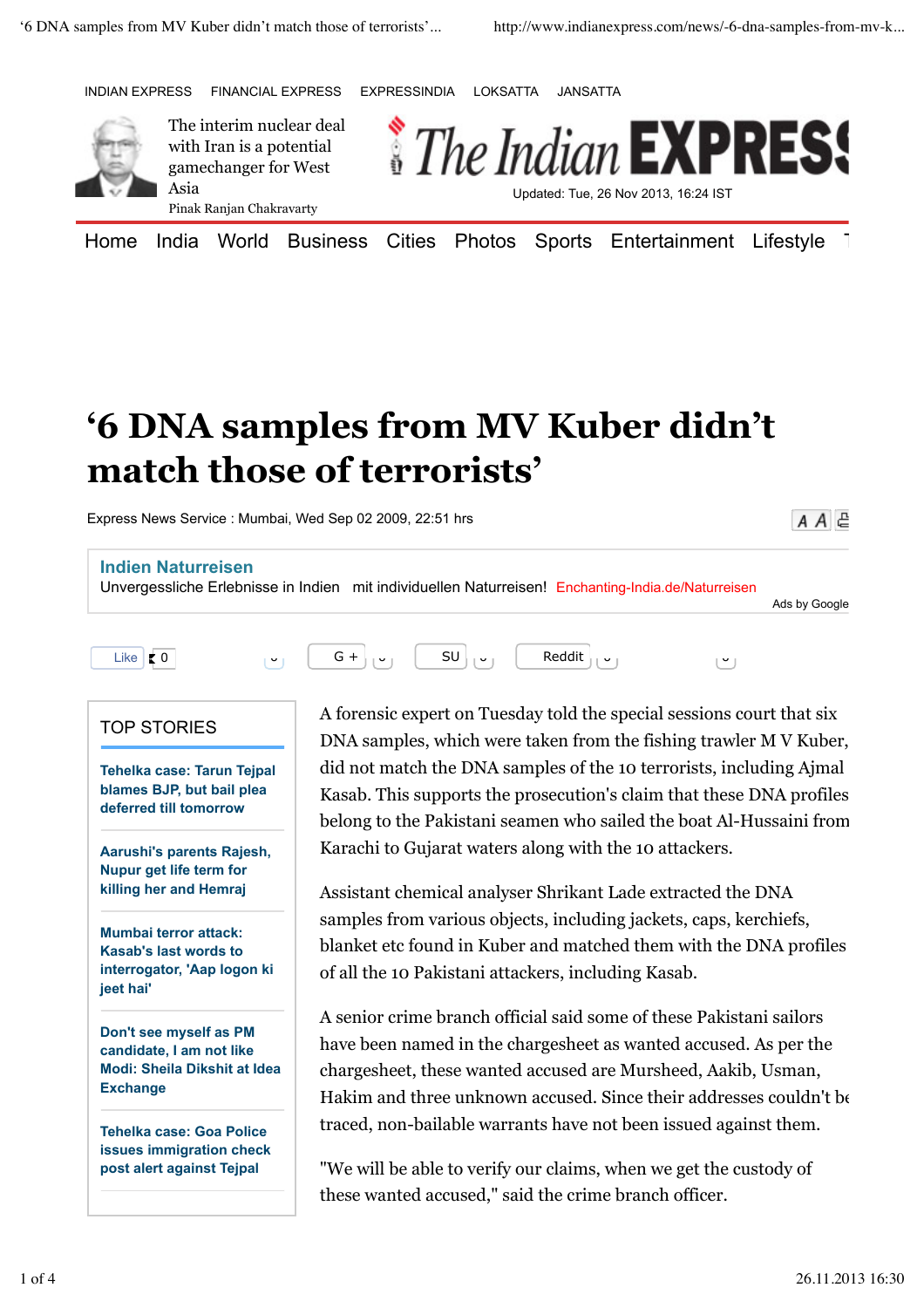# '6 DNA samples from MV Kuber didn't match those of terrorists'

Express News Service : Mumbai, Wed Sep 02 2009, 22:51 hrs

A forensic expert on Tuesday told the special sessions court that six DNA samples, which were taken from the fishing trawler M V Kuber, did not match the DNA samples of the 10 terrorists, including Ajmal Kasab. This supports the prosecution's claim that these DNA profiles belong to the Pakistani seamen who sailed the boat Al-Hussaini from Karachi to Gujarat waters along with the 10 attackers.

Assistant chemical analyser Shrikant Lade extracted the DNA samples from various objects, including jackets, caps, kerchiefs, blanket etc found in Kuber and matched them with the DNA profiles of all the 10 Pakistani attackers, including Kasab.

A senior crime branch official said some of these Pakistani sailors have been named in the chargesheet as wanted accused. As per the chargesheet, these wanted accused are Mursheed, Aakib, Usman, Hakim and three unknown accused. Since their addresses couldn't be traced, non-bailable warrants have not been issued against them.

"We will be able to verify our claims, when we get the custody of these wanted accused," said the crime branch officer.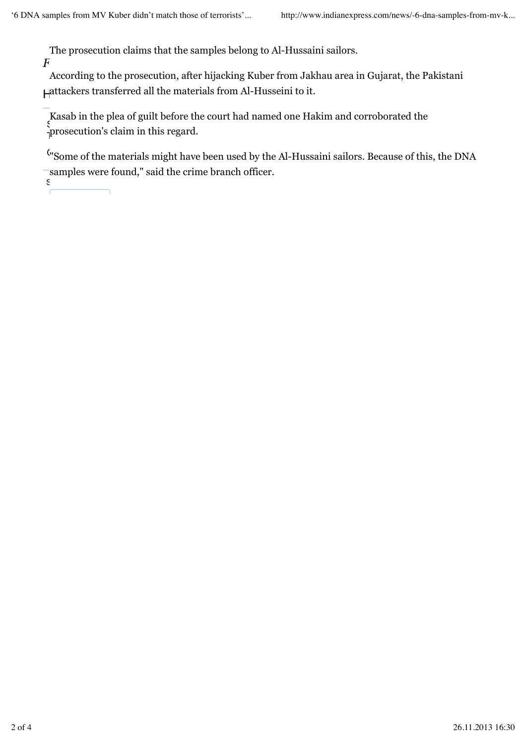The prosecution claims that the samples belong to Al-Hussaini sailors.

According to the prosecution, after hijacking Kuber from Jakhau area in Gujarat, the Pakistani attackers transferred all the materials from Al-Husseini to it.

Kasab in the plea of guilt before the court had named one Hakim and corroborated the prosecution's claim in this regard.

"Some of the materials might have been used by the Al-Hussaini sailors. Because of this, the DNA samples were found," said the crime branch officer.